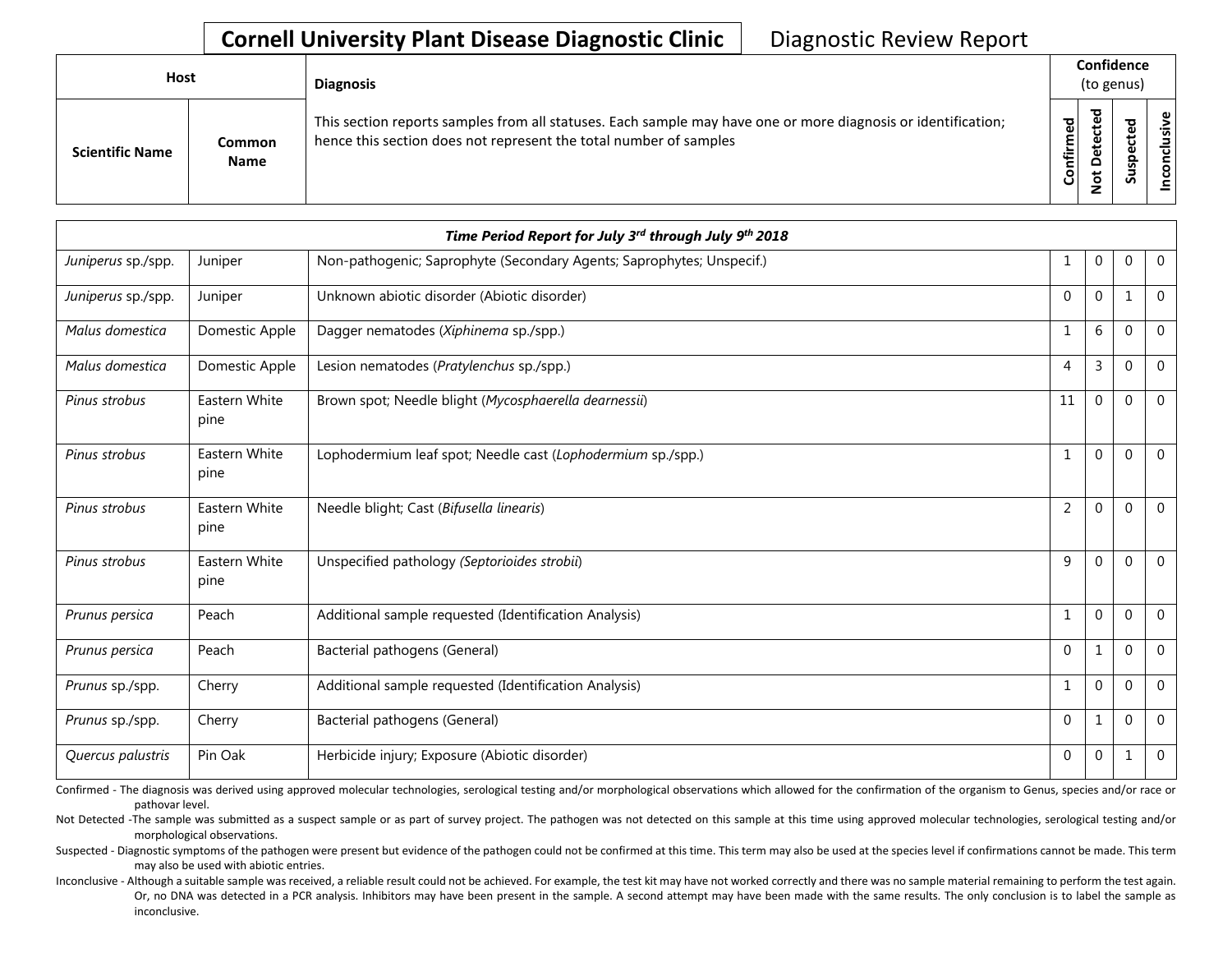# Cornell University Plant Disease Diagnostic Clinic — Diagnostic Review Report

| Host | | Diagnosis | Confidence (to genus) | | | |
|---|---|---|---|---|---|---|
| Scientific Name | Common Name | This section reports samples from all statuses. Each sample may have one or more diagnosis or identification; hence this section does not represent the total number of samples | Confirmed | Not Detected | Suspected | Inconclusive |

| *Time Period Report for July 3rd through July 9th 2018* | | | | | | |
|---|---|---|---|---|---|---|
| *Juniperus* sp./spp. | Juniper | Non-pathogenic; Saprophyte (Secondary Agents; Saprophytes; Unspecif.) | 1 | 0 | 0 | 0 |
| *Juniperus* sp./spp. | Juniper | Unknown abiotic disorder (Abiotic disorder) | 0 | 0 | 1 | 0 |
| *Malus domestica* | Domestic Apple | Dagger nematodes (*Xiphinema* sp./spp.) | 1 | 6 | 0 | 0 |
| *Malus domestica* | Domestic Apple | Lesion nematodes (*Pratylenchus* sp./spp.) | 4 | 3 | 0 | 0 |
| *Pinus strobus* | Eastern White pine | Brown spot; Needle blight (*Mycosphaerella dearnessii*) | 11 | 0 | 0 | 0 |
| *Pinus strobus* | Eastern White pine | Lophodermium leaf spot; Needle cast (*Lophodermium* sp./spp.) | 1 | 0 | 0 | 0 |
| *Pinus strobus* | Eastern White pine | Needle blight; Cast (*Bifusella linearis*) | 2 | 0 | 0 | 0 |
| *Pinus strobus* | Eastern White pine | Unspecified pathology (*Septorioides strobii*) | 9 | 0 | 0 | 0 |
| *Prunus persica* | Peach | Additional sample requested (Identification Analysis) | 1 | 0 | 0 | 0 |
| *Prunus persica* | Peach | Bacterial pathogens (General) | 0 | 1 | 0 | 0 |
| *Prunus* sp./spp. | Cherry | Additional sample requested (Identification Analysis) | 1 | 0 | 0 | 0 |
| *Prunus* sp./spp. | Cherry | Bacterial pathogens (General) | 0 | 1 | 0 | 0 |
| *Quercus palustris* | Pin Oak | Herbicide injury; Exposure (Abiotic disorder) | 0 | 0 | 1 | 0 |

Confirmed - The diagnosis was derived using approved molecular technologies, serological testing and/or morphological observations which allowed for the confirmation of the organism to Genus, species and/or race or pathovar level.

Not Detected -The sample was submitted as a suspect sample or as part of survey project. The pathogen was not detected on this sample at this time using approved molecular technologies, serological testing and/or morphological observations.

Suspected - Diagnostic symptoms of the pathogen were present but evidence of the pathogen could not be confirmed at this time. This term may also be used at the species level if confirmations cannot be made. This term may also be used with abiotic entries.

Inconclusive - Although a suitable sample was received, a reliable result could not be achieved. For example, the test kit may have not worked correctly and there was no sample material remaining to perform the test again. Or, no DNA was detected in a PCR analysis. Inhibitors may have been present in the sample. A second attempt may have been made with the same results. The only conclusion is to label the sample as inconclusive.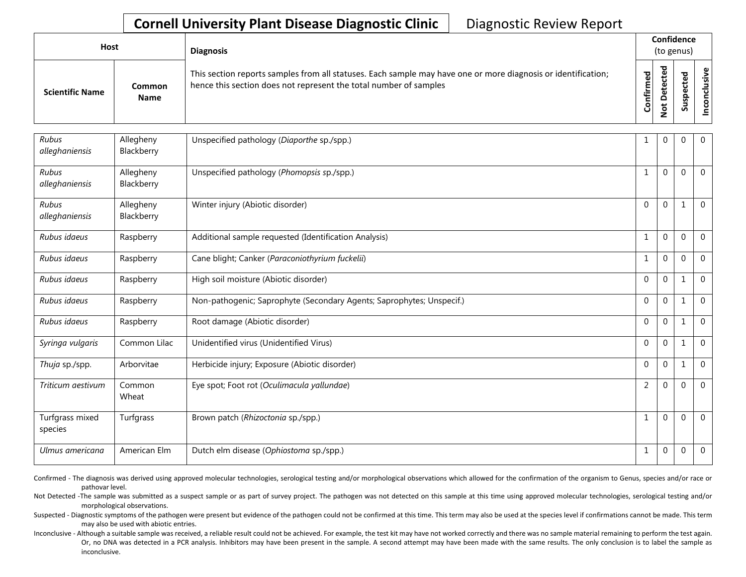**Cornell University Plant Disease Diagnostic Clinic** Diagnostic Review Report

| Host | | Diagnosis | Confidence (to genus) | | | |
|---|---|---|---|---|---|---|
| Scientific Name | Common Name | This section reports samples from all statuses. Each sample may have one or more diagnosis or identification; hence this section does not represent the total number of samples | Confirmed | Not Detected | Suspected | Inconclusive |
| *Rubus alleghaniensis* | Allegheny Blackberry | Unspecified pathology (*Diaporthe* sp./spp.) | 1 | 0 | 0 | 0 |
| *Rubus alleghaniensis* | Allegheny Blackberry | Unspecified pathology (*Phomopsis* sp./spp.) | 1 | 0 | 0 | 0 |
| *Rubus alleghaniensis* | Allegheny Blackberry | Winter injury (Abiotic disorder) | 0 | 0 | 1 | 0 |
| *Rubus idaeus* | Raspberry | Additional sample requested (Identification Analysis) | 1 | 0 | 0 | 0 |
| *Rubus idaeus* | Raspberry | Cane blight; Canker (*Paraconiothyrium fuckelii*) | 1 | 0 | 0 | 0 |
| *Rubus idaeus* | Raspberry | High soil moisture (Abiotic disorder) | 0 | 0 | 1 | 0 |
| *Rubus idaeus* | Raspberry | Non-pathogenic; Saprophyte (Secondary Agents; Saprophytes; Unspecif.) | 0 | 0 | 1 | 0 |
| *Rubus idaeus* | Raspberry | Root damage (Abiotic disorder) | 0 | 0 | 1 | 0 |
| *Syringa vulgaris* | Common Lilac | Unidentified virus (Unidentified Virus) | 0 | 0 | 1 | 0 |
| *Thuja* sp./spp. | Arborvitae | Herbicide injury; Exposure (Abiotic disorder) | 0 | 0 | 1 | 0 |
| *Triticum aestivum* | Common Wheat | Eye spot; Foot rot (*Oculimacula yallundae*) | 2 | 0 | 0 | 0 |
| Turfgrass mixed species | Turfgrass | Brown patch (*Rhizoctonia* sp./spp.) | 1 | 0 | 0 | 0 |
| *Ulmus americana* | American Elm | Dutch elm disease (*Ophiostoma* sp./spp.) | 1 | 0 | 0 | 0 |

Confirmed - The diagnosis was derived using approved molecular technologies, serological testing and/or morphological observations which allowed for the confirmation of the organism to Genus, species and/or race or pathovar level.

Not Detected -The sample was submitted as a suspect sample or as part of survey project. The pathogen was not detected on this sample at this time using approved molecular technologies, serological testing and/or morphological observations.

Suspected - Diagnostic symptoms of the pathogen were present but evidence of the pathogen could not be confirmed at this time. This term may also be used at the species level if confirmations cannot be made. This term may also be used with abiotic entries.

Inconclusive - Although a suitable sample was received, a reliable result could not be achieved. For example, the test kit may have not worked correctly and there was no sample material remaining to perform the test again. Or, no DNA was detected in a PCR analysis. Inhibitors may have been present in the sample. A second attempt may have been made with the same results. The only conclusion is to label the sample as inconclusive.